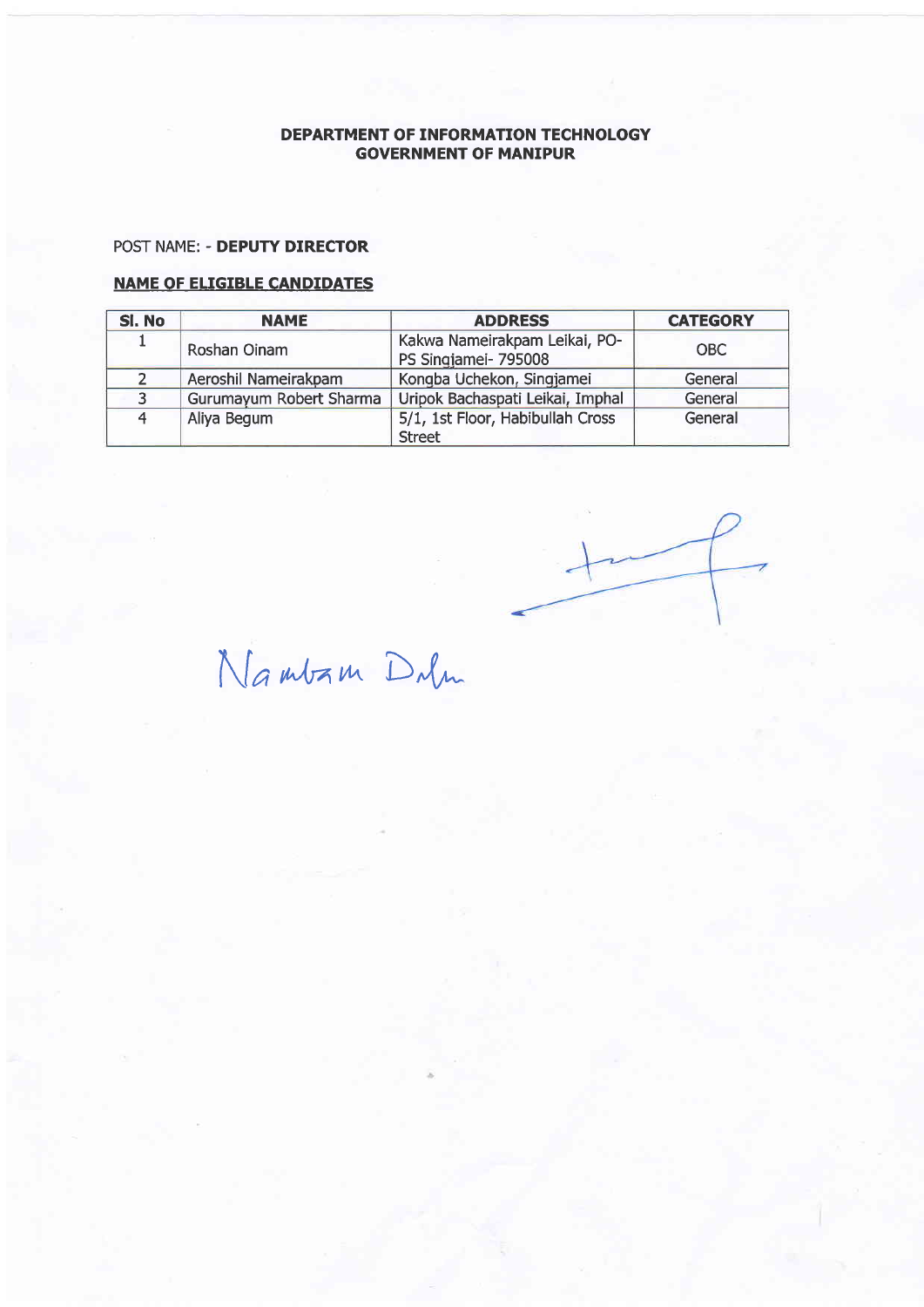**DEPARTMENT OF INFORMATION TECHNOLOGY**
**GOVERNMENT OF MANIPUR**

POST NAME: - **DEPUTY DIRECTOR**

**NAME OF ELIGIBLE CANDIDATES**

| Sl. No | NAME | ADDRESS | CATEGORY |
|---|---|---|---|
| 1 | Roshan Oinam | Kakwa Nameirakpam Leikai, PO-PS Singjamei- 795008 | OBC |
| 2 | Aeroshil Nameirakpam | Kongba Uchekon, Singjamei | General |
| 3 | Gurumayum Robert Sharma | Uripok Bachaspati Leikai, Imphal | General |
| 4 | Aliya Begum | 5/1, 1st Floor, Habibullah Cross Street | General |

Nambam Dolen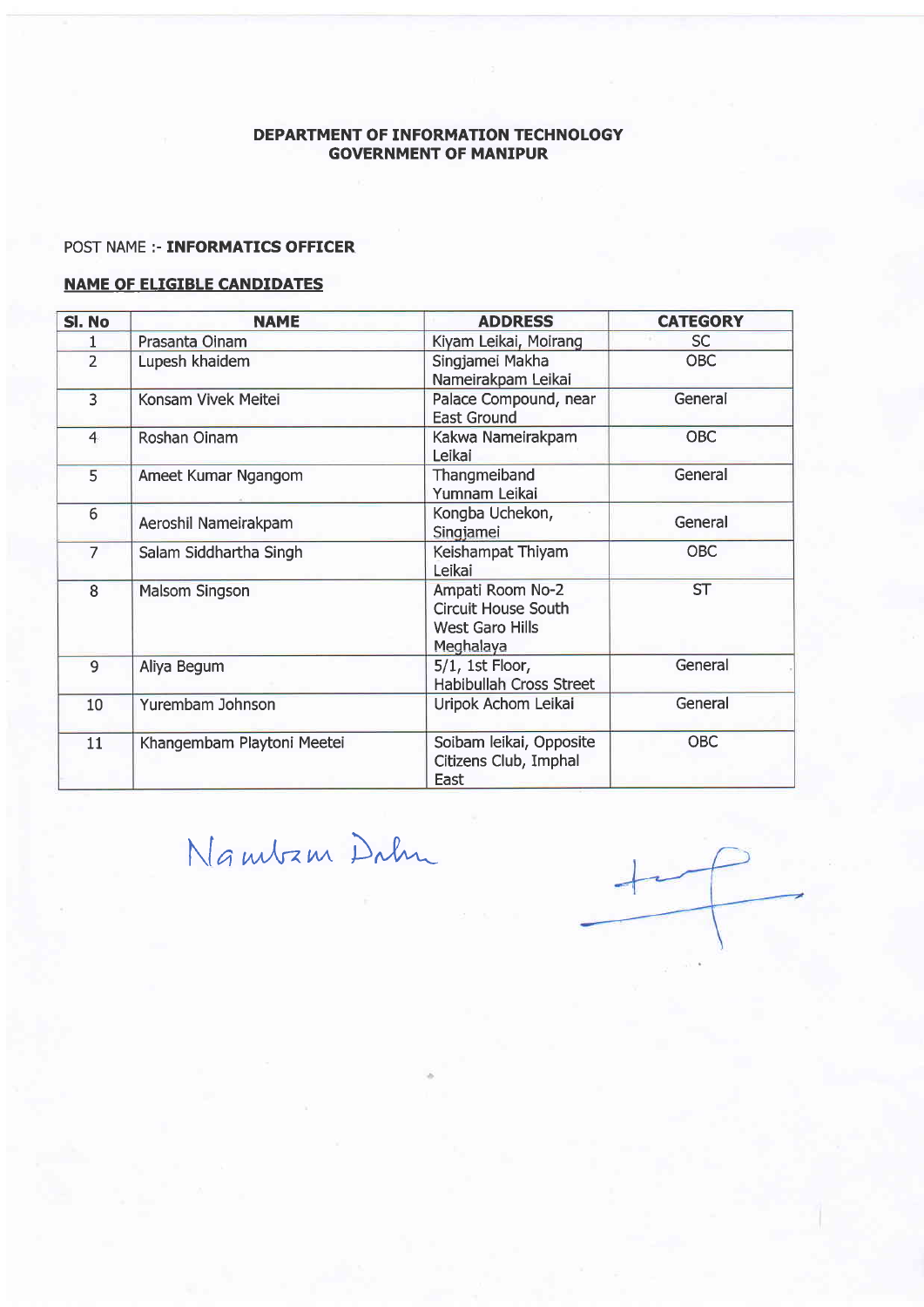**DEPARTMENT OF INFORMATION TECHNOLOGY**
**GOVERNMENT OF MANIPUR**

POST NAME :- **INFORMATICS OFFICER**

**NAME OF ELIGIBLE CANDIDATES**

| Sl. No | NAME | ADDRESS | CATEGORY |
|---|---|---|---|
| 1 | Prasanta Oinam | Kiyam Leikai, Moirang | SC |
| 2 | Lupesh khaidem | Singjamei Makha Nameirakpam Leikai | OBC |
| 3 | Konsam Vivek Meitei | Palace Compound, near East Ground | General |
| 4 | Roshan Oinam | Kakwa Nameirakpam Leikai | OBC |
| 5 | Ameet Kumar Ngangom | Thangmeiband Yumnam Leikai | General |
| 6 | Aeroshil Nameirakpam | Kongba Uchekon, Singjamei | General |
| 7 | Salam Siddhartha Singh | Keishampat Thiyam Leikai | OBC |
| 8 | Malsom Singson | Ampati Room No-2 Circuit House South West Garo Hills Meghalaya | ST |
| 9 | Aliya Begum | 5/1, 1st Floor, Habibullah Cross Street | General |
| 10 | Yurembam Johnson | Uripok Achom Leikai | General |
| 11 | Khangembam Playtoni Meetei | Soibam leikai, Opposite Citizens Club, Imphal East | OBC |

Nambam Dalu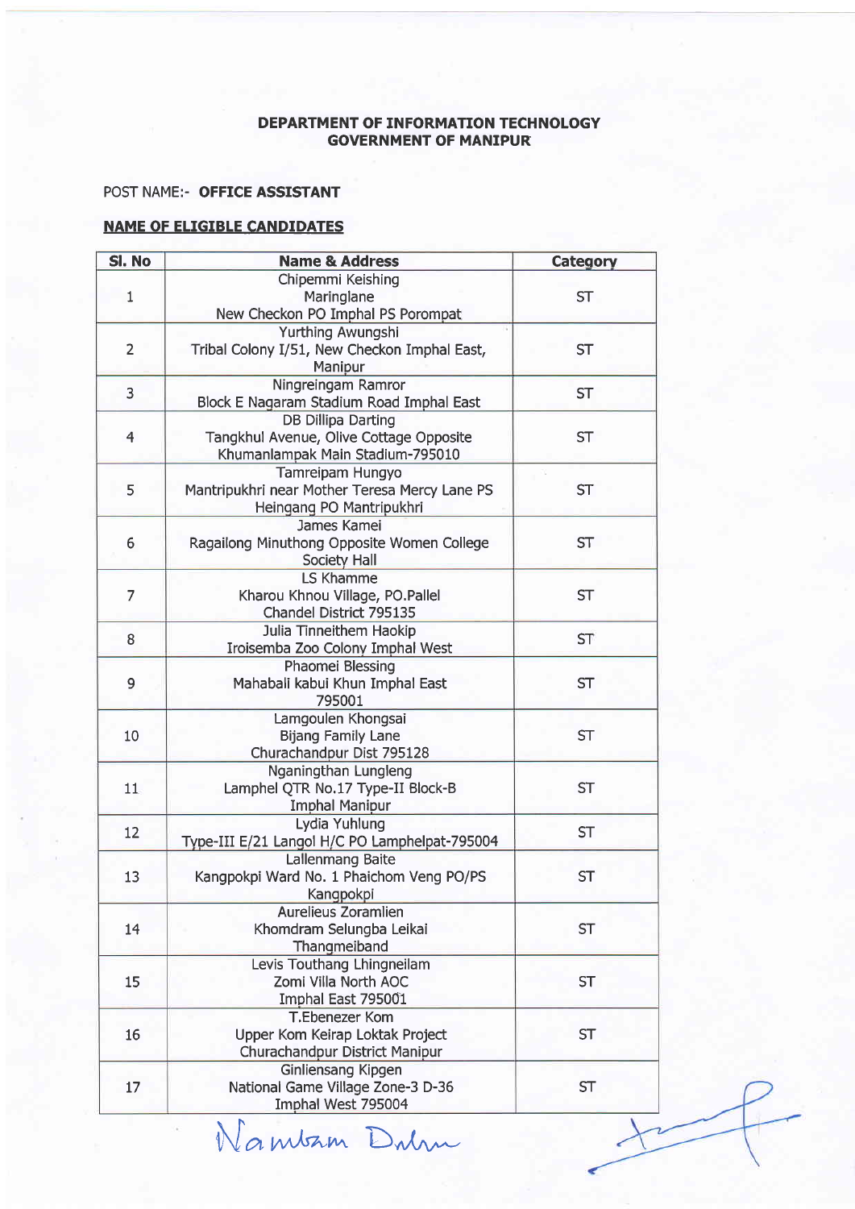**DEPARTMENT OF INFORMATION TECHNOLOGY**
**GOVERNMENT OF MANIPUR**

POST NAME:- **OFFICE ASSISTANT**

**NAME OF ELIGIBLE CANDIDATES**

| Sl. No | Name & Address | Category |
|---|---|---|
| 1 | Chipemmi Keishing<br>Maringlane<br>New Checkon PO Imphal PS Porompat | ST |
| 2 | Yurthing Awungshi<br>Tribal Colony I/51, New Checkon Imphal East, Manipur | ST |
| 3 | Ningreingam Ramror<br>Block E Nagaram Stadium Road Imphal East | ST |
| 4 | DB Dillipa Darting<br>Tangkhul Avenue, Olive Cottage Opposite Khumanlampak Main Stadium-795010 | ST |
| 5 | Tamreipam Hungyo<br>Mantripukhri near Mother Teresa Mercy Lane PS Heingang PO Mantripukhri | ST |
| 6 | James Kamei<br>Ragailong Minuthong Opposite Women College Society Hall | ST |
| 7 | LS Khamme<br>Kharou Khnou Village, PO.Pallel<br>Chandel District 795135 | ST |
| 8 | Julia Tinneithem Haokip<br>Iroisemba Zoo Colony Imphal West | ST |
| 9 | Phaomei Blessing<br>Mahabali kabui Khun Imphal East<br>795001 | ST |
| 10 | Lamgoulen Khongsai<br>Bijang Family Lane<br>Churachandpur Dist 795128 | ST |
| 11 | Nganingthan Lungleng<br>Lamphel QTR No.17 Type-II Block-B<br>Imphal Manipur | ST |
| 12 | Lydia Yuhlung<br>Type-III E/21 Langol H/C PO Lamphelpat-795004 | ST |
| 13 | Lallenmang Baite<br>Kangpokpi Ward No. 1 Phaichom Veng PO/PS Kangpokpi | ST |
| 14 | Aurelieus Zoramlien<br>Khomdram Selungba Leikai<br>Thangmeiband | ST |
| 15 | Levis Touthang Lhingneilam<br>Zomi Villa North AOC<br>Imphal East 795001 | ST |
| 16 | T.Ebenezer Kom<br>Upper Kom Keirap Loktak Project<br>Churachandpur District Manipur | ST |
| 17 | Ginliensang Kipgen<br>National Game Village Zone-3 D-36<br>Imphal West 795004 | ST |

Namram Dalun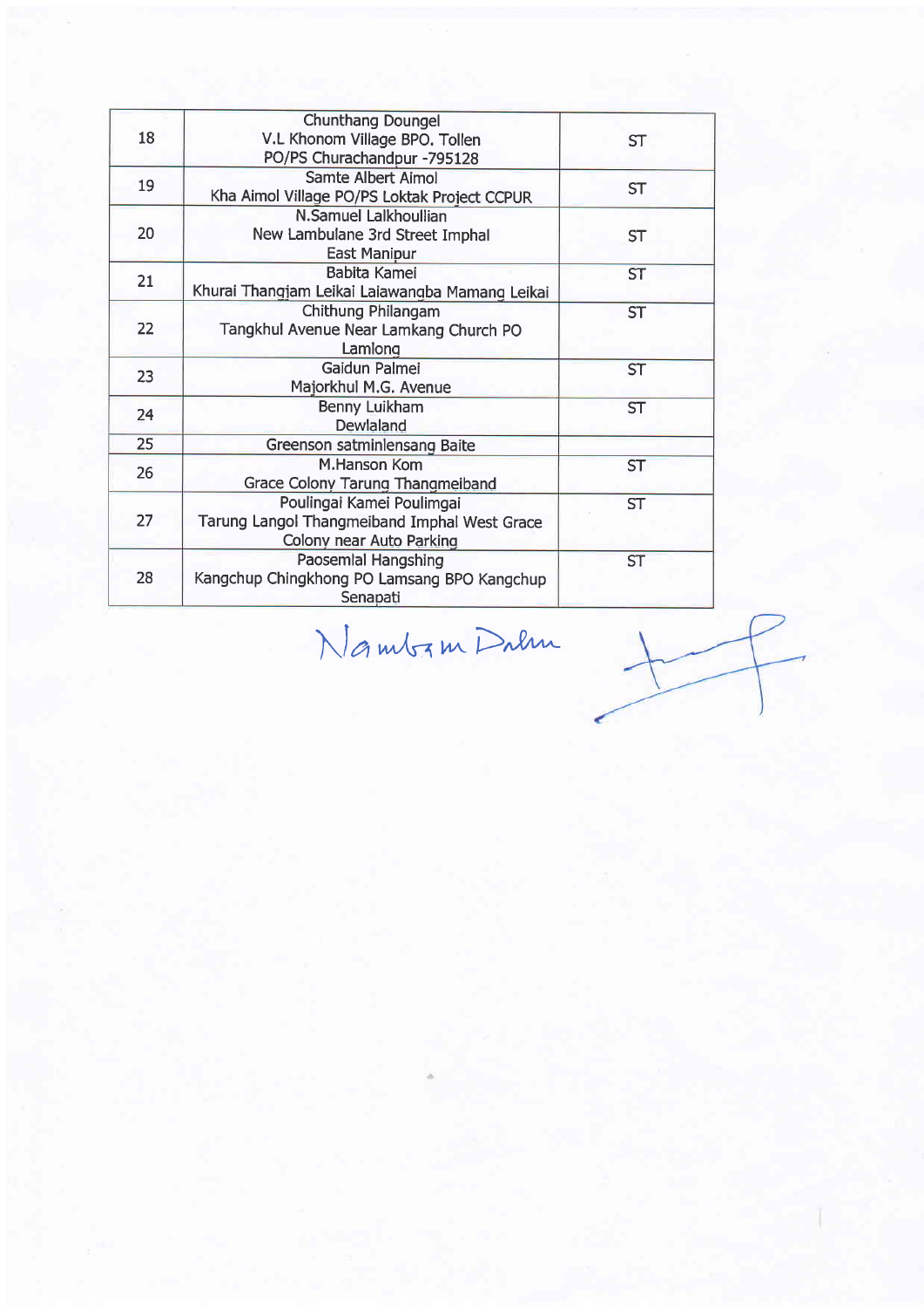| | | |
|---|---|---|
| 18 | Chunthang Doungel<br>V.L Khonom Village BPO. Tollen<br>PO/PS Churachandpur -795128 | ST |
| 19 | Samte Albert Aimol<br>Kha Aimol Village PO/PS Loktak Project CCPUR | ST |
| 20 | N.Samuel Lalkhoullian<br>New Lambulane 3rd Street Imphal<br>East Manipur | ST |
| 21 | Babita Kamei<br>Khurai Thangjam Leikai Laiawangba Mamang Leikai | ST |
| 22 | Chithung Philangam<br>Tangkhul Avenue Near Lamkang Church PO<br>Lamlong | ST |
| 23 | Gaidun Palmei<br>Majorkhul M.G. Avenue | ST |
| 24 | Benny Luikham<br>Dewlaland | ST |
| 25 | Greenson satminlensang Baite | |
| 26 | M.Hanson Kom<br>Grace Colony Tarung Thangmeiband | ST |
| 27 | Poulingai Kamei Poulimgai<br>Tarung Langol Thangmeiband Imphal West Grace<br>Colony near Auto Parking | ST |
| 28 | Paosemlal Hangshing<br>Kangchup Chingkhong PO Lamsang BPO Kangchup<br>Senapati | ST |

Nambam Dalm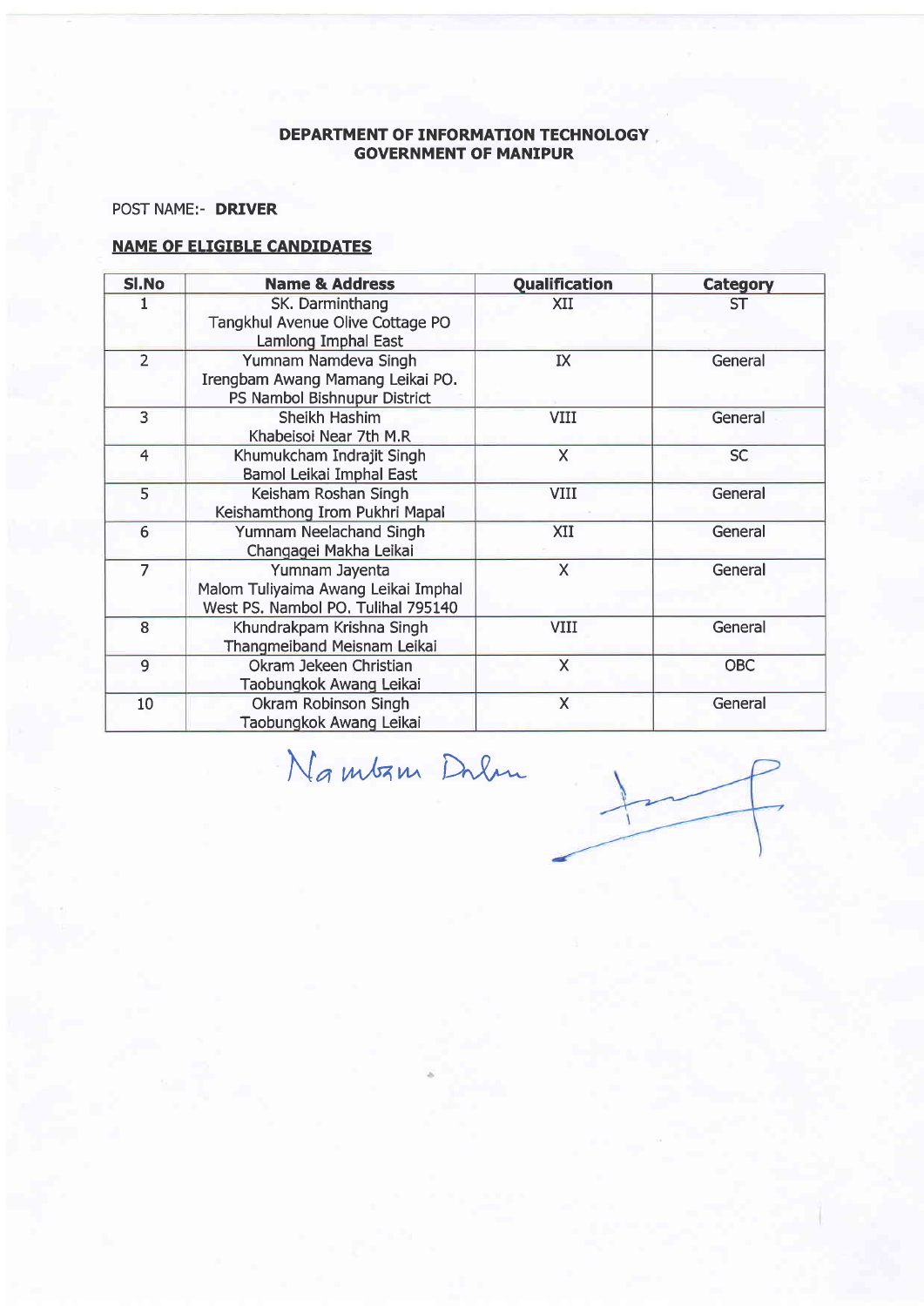**DEPARTMENT OF INFORMATION TECHNOLOGY**
**GOVERNMENT OF MANIPUR**

POST NAME:- **DRIVER**

**NAME OF ELIGIBLE CANDIDATES**

| Sl.No | Name & Address | Qualification | Category |
|---|---|---|---|
| 1 | SK. Darminthang<br>Tangkhul Avenue Olive Cottage PO<br>Lamlong Imphal East | XII | ST |
| 2 | Yumnam Namdeva Singh<br>Irengbam Awang Mamang Leikai PO.<br>PS Nambol Bishnupur District | IX | General |
| 3 | Sheikh Hashim<br>Khabeisoi Near 7th M.R | VIII | General |
| 4 | Khumukcham Indrajit Singh<br>Bamol Leikai Imphal East | X | SC |
| 5 | Keisham Roshan Singh<br>Keishamthong Irom Pukhri Mapal | VIII | General |
| 6 | Yumnam Neelachand Singh<br>Changagei Makha Leikai | XII | General |
| 7 | Yumnam Jayenta<br>Malom Tuliyaima Awang Leikai Imphal<br>West PS. Nambol PO. Tulihal 795140 | X | General |
| 8 | Khundrakpam Krishna Singh<br>Thangmeiband Meisnam Leikai | VIII | General |
| 9 | Okram Jekeen Christian<br>Taobungkok Awang Leikai | X | OBC |
| 10 | Okram Robinson Singh<br>Taobungkok Awang Leikai | X | General |

Nambam Dilu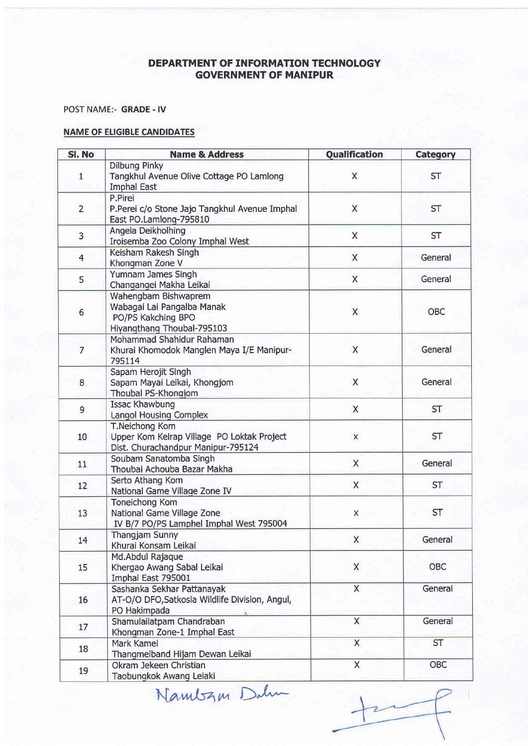**DEPARTMENT OF INFORMATION TECHNOLOGY**
**GOVERNMENT OF MANIPUR**

POST NAME:- **GRADE - IV**

**NAME OF ELIGIBLE CANDIDATES**

| Sl. No | Name & Address | Qualification | Category |
|---|---|---|---|
| 1 | Dilbung Pinky<br>Tangkhul Avenue Olive Cottage PO Lamlong Imphal East | X | ST |
| 2 | P.Pirei<br>P.Perei c/o Stone Jajo Tangkhul Avenue Imphal East PO.Lamlong-795810 | X | ST |
| 3 | Angela Deikholhing<br>Iroisemba Zoo Colony Imphal West | X | ST |
| 4 | Keisham Rakesh Singh<br>Khongman Zone V | X | General |
| 5 | Yumnam James Singh<br>Changangei Makha Leikai | X | General |
| 6 | Wahengbam Bishwaprem<br>Wabagai Lai Pangalba Manak<br>PO/PS Kakching BPO<br>Hiyangthang Thoubal-795103 | X | OBC |
| 7 | Mohammad Shahidur Rahaman<br>Khurai Khomodok Manglen Maya I/E Manipur-795114 | X | General |
| 8 | Sapam Herojit Singh<br>Sapam Mayai Leikai, Khongjom<br>Thoubal PS-Khongjom | X | General |
| 9 | Issac Khawbung<br>Langol Housing Complex | X | ST |
| 10 | T.Neichong Kom<br>Upper Kom Keirap Village PO Loktak Project<br>Dist. Churachandpur Manipur-795124 | X | ST |
| 11 | Soubam Sanatomba Singh<br>Thoubal Achouba Bazar Makha | X | General |
| 12 | Serto Athang Kom<br>National Game Village Zone IV | X | ST |
| 13 | Toneichong Kom<br>National Game Village Zone<br>IV B/7 PO/PS Lamphel Imphal West 795004 | X | ST |
| 14 | Thangjam Sunny<br>Khurai Konsam Leikai | X | General |
| 15 | Md.Abdul Rajaque<br>Khergao Awang Sabal Leikai<br>Imphal East 795001 | X | OBC |
| 16 | Sashanka Sekhar Pattanayak<br>AT-O/O DFO,Satkosia Wildlife Division, Angul, PO Hakimpada | X | General |
| 17 | Shamulailatpam Chandraban<br>Khongman Zone-1 Imphal East | X | General |
| 18 | Mark Kamei<br>Thangmeiband Hijam Dewan Leikai | X | ST |
| 19 | Okram Jekeen Christian<br>Taobungkok Awang Leiaki | X | OBC |

Nambam Dalim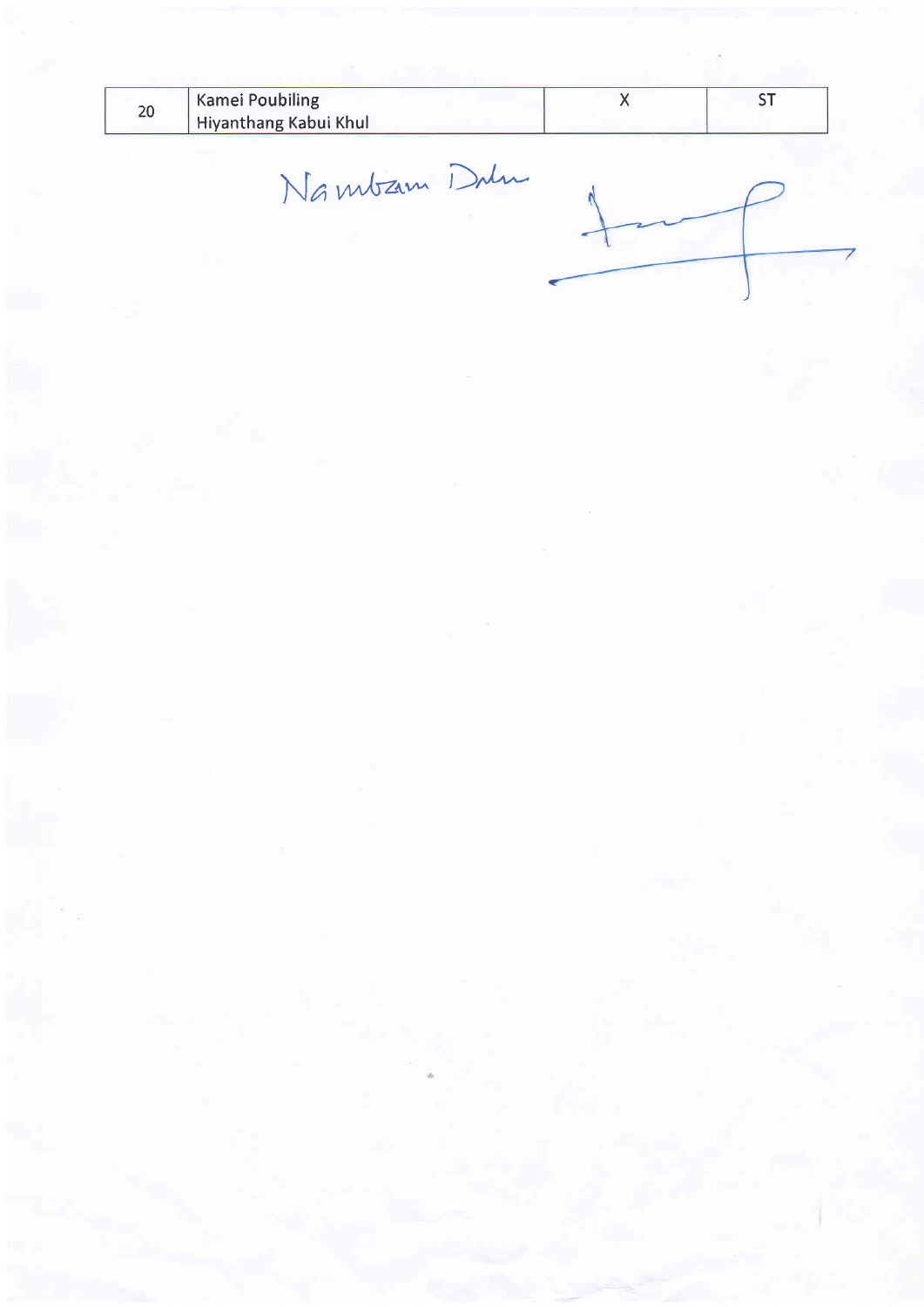| | | | |
|---|---|---|---|
| 20 | Kamei Poubiling<br>Hiyanthang Kabui Khul | X | ST |

Nambam Dolu